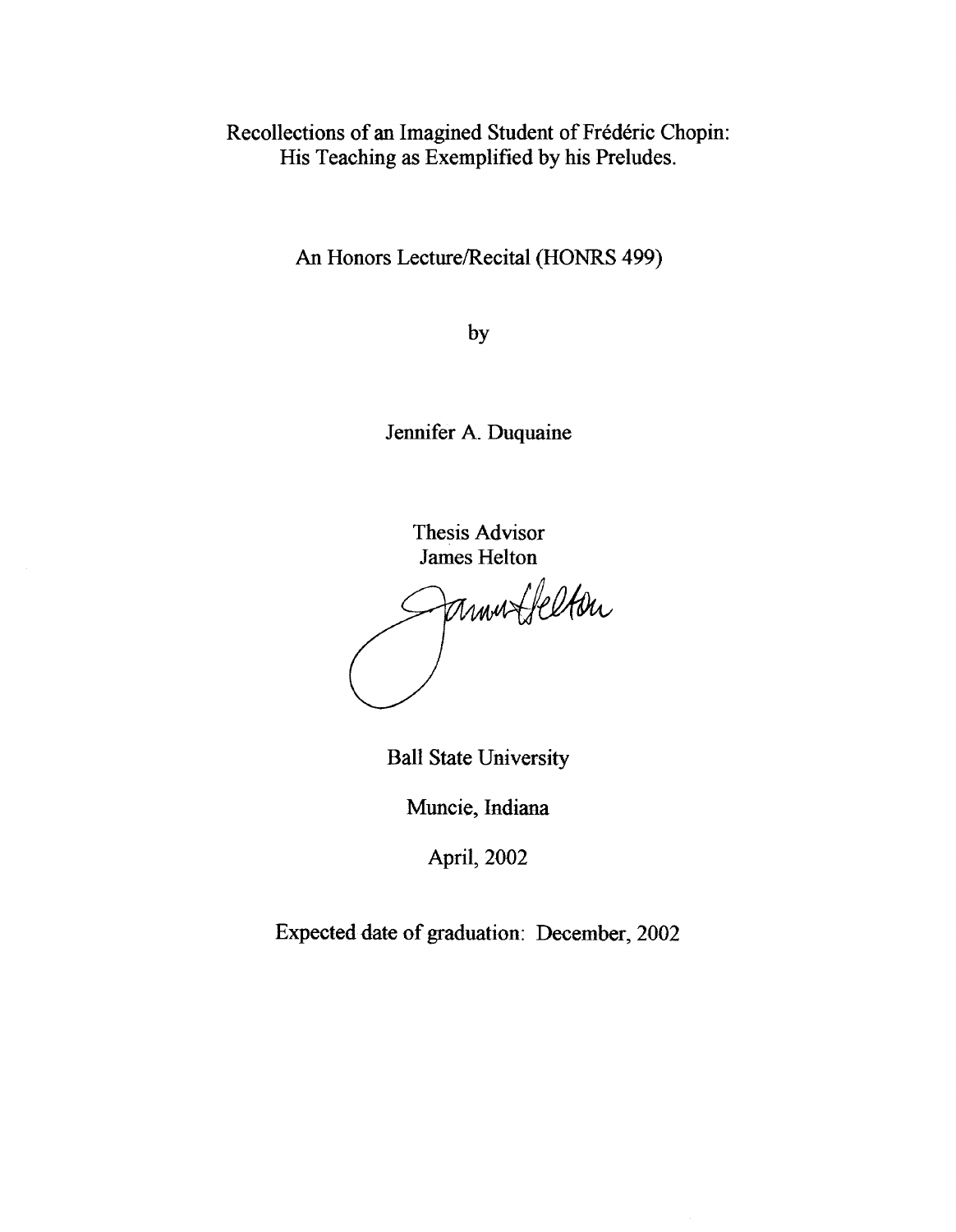# Recollections of an Imagined Student of Frédéric Chopin: His Teaching as Exemplified by his Preludes.

An Honors Lecture/Recital (HONRS 499)

by

Jennifer A. Duquaine

Thesis Advisor
James Helton

Ball State University

Muncie, Indiana

April, 2002

Expected date of graduation: December, 2002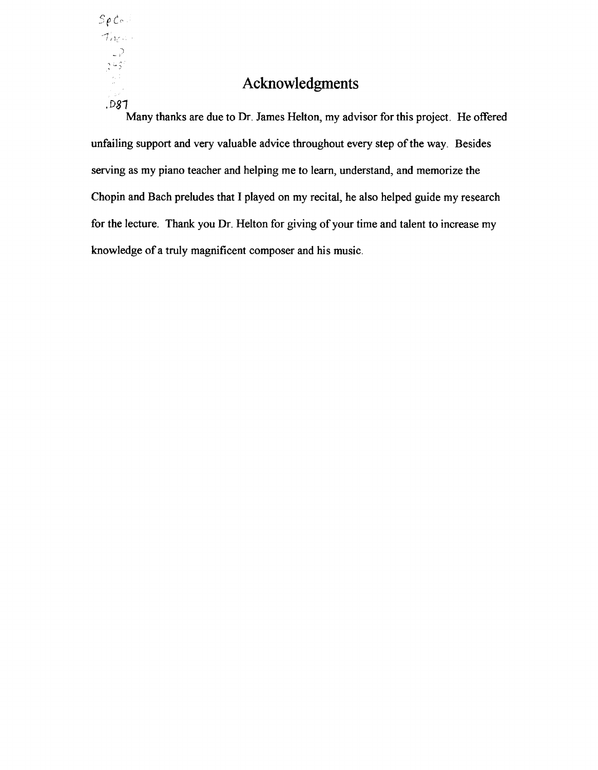# Acknowledgments

Many thanks are due to Dr. James Helton, my advisor for this project. He offered unfailing support and very valuable advice throughout every step of the way. Besides serving as my piano teacher and helping me to learn, understand, and memorize the Chopin and Bach preludes that I played on my recital, he also helped guide my research for the lecture. Thank you Dr. Helton for giving of your time and talent to increase my knowledge of a truly magnificent composer and his music.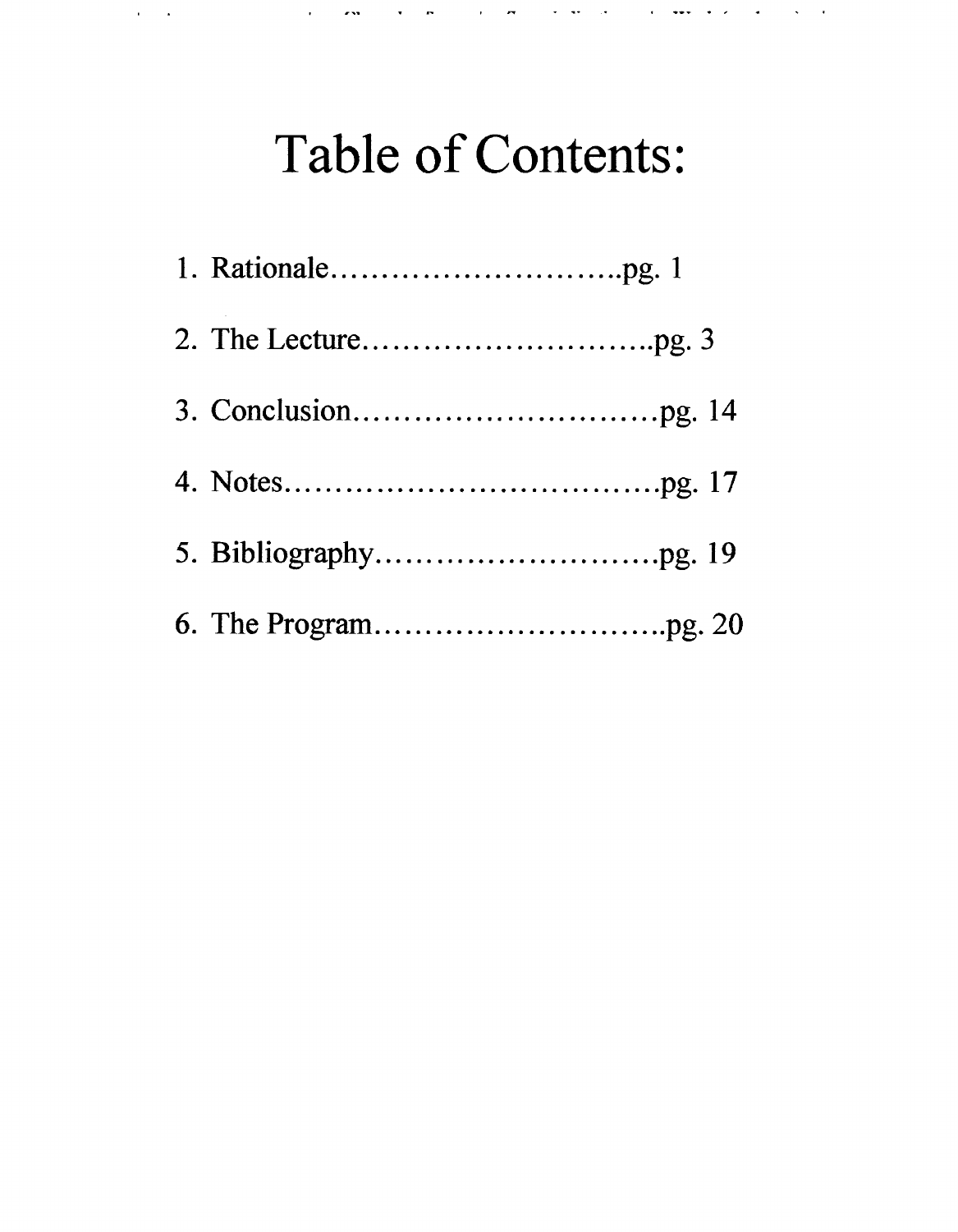# Table of Contents:

1. Rationale……………………….pg. 1
2. The Lecture……………………….pg. 3
3. Conclusion………………………….pg. 14
4. Notes……………………………….pg. 17
5. Bibliography……………………….pg. 19
6. The Program……………………….pg. 20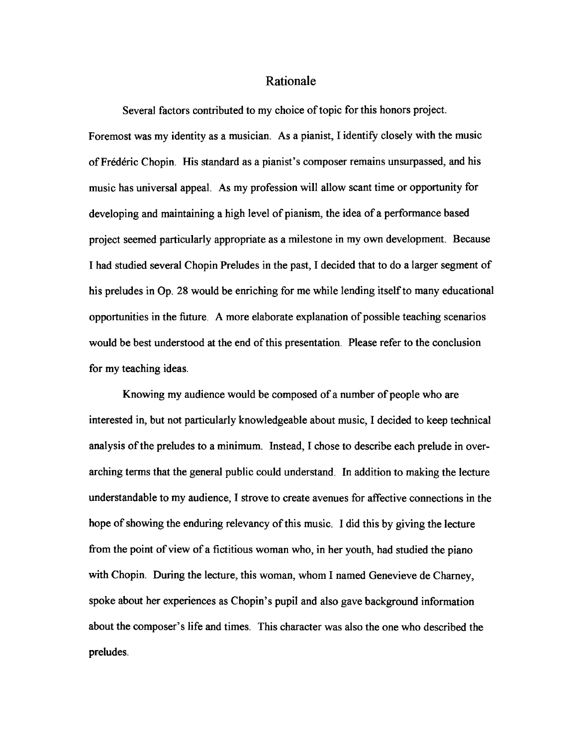# Rationale

Several factors contributed to my choice of topic for this honors project. Foremost was my identity as a musician. As a pianist, I identify closely with the music of Frédéric Chopin. His standard as a pianist's composer remains unsurpassed, and his music has universal appeal. As my profession will allow scant time or opportunity for developing and maintaining a high level of pianism, the idea of a performance based project seemed particularly appropriate as a milestone in my own development. Because I had studied several Chopin Preludes in the past, I decided that to do a larger segment of his preludes in Op. 28 would be enriching for me while lending itself to many educational opportunities in the future. A more elaborate explanation of possible teaching scenarios would be best understood at the end of this presentation. Please refer to the conclusion for my teaching ideas.

Knowing my audience would be composed of a number of people who are interested in, but not particularly knowledgeable about music, I decided to keep technical analysis of the preludes to a minimum. Instead, I chose to describe each prelude in over-arching terms that the general public could understand. In addition to making the lecture understandable to my audience, I strove to create avenues for affective connections in the hope of showing the enduring relevancy of this music. I did this by giving the lecture from the point of view of a fictitious woman who, in her youth, had studied the piano with Chopin. During the lecture, this woman, whom I named Genevieve de Charney, spoke about her experiences as Chopin's pupil and also gave background information about the composer's life and times. This character was also the one who described the preludes.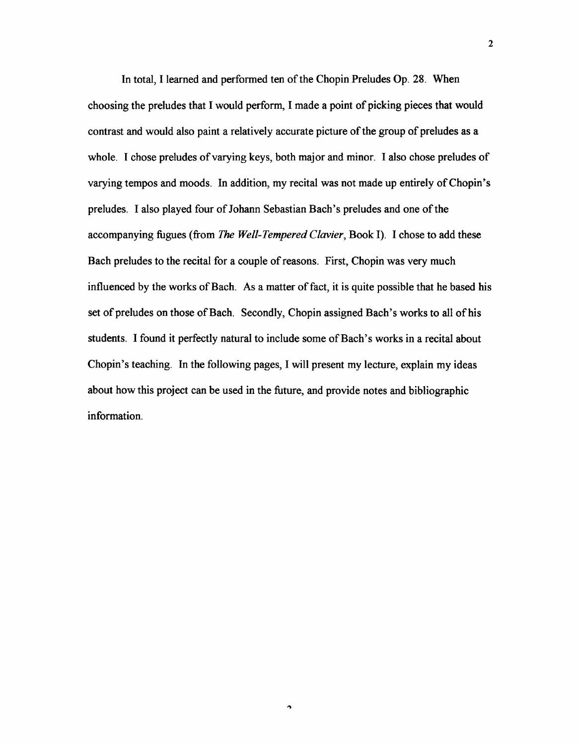In total, I learned and performed ten of the Chopin Preludes Op. 28. When choosing the preludes that I would perform, I made a point of picking pieces that would contrast and would also paint a relatively accurate picture of the group of preludes as a whole. I chose preludes of varying keys, both major and minor. I also chose preludes of varying tempos and moods. In addition, my recital was not made up entirely of Chopin's preludes. I also played four of Johann Sebastian Bach's preludes and one of the accompanying fugues (from *The Well-Tempered Clavier*, Book I). I chose to add these Bach preludes to the recital for a couple of reasons. First, Chopin was very much influenced by the works of Bach. As a matter of fact, it is quite possible that he based his set of preludes on those of Bach. Secondly, Chopin assigned Bach's works to all of his students. I found it perfectly natural to include some of Bach's works in a recital about Chopin's teaching. In the following pages, I will present my lecture, explain my ideas about how this project can be used in the future, and provide notes and bibliographic information.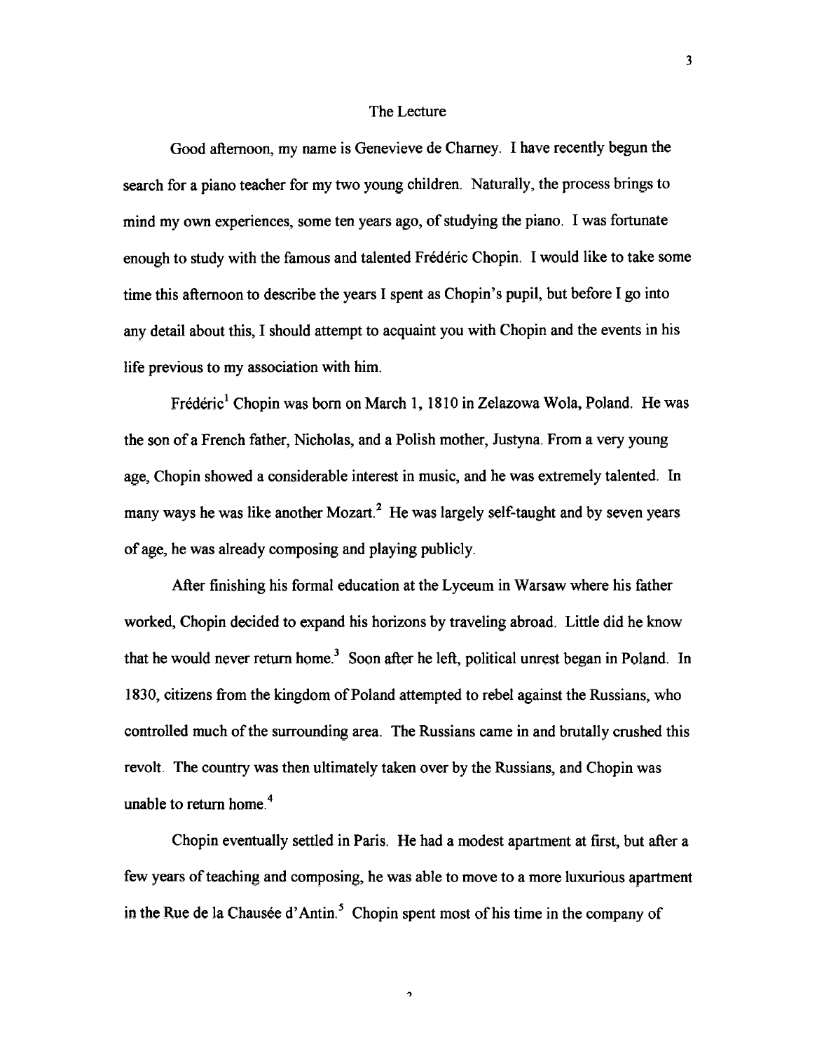## The Lecture

Good afternoon, my name is Genevieve de Charney. I have recently begun the search for a piano teacher for my two young children. Naturally, the process brings to mind my own experiences, some ten years ago, of studying the piano. I was fortunate enough to study with the famous and talented Frédéric Chopin. I would like to take some time this afternoon to describe the years I spent as Chopin's pupil, but before I go into any detail about this, I should attempt to acquaint you with Chopin and the events in his life previous to my association with him.

Frédéric[1] Chopin was born on March 1, 1810 in Zelazowa Wola, Poland. He was the son of a French father, Nicholas, and a Polish mother, Justyna. From a very young age, Chopin showed a considerable interest in music, and he was extremely talented. In many ways he was like another Mozart.[2] He was largely self-taught and by seven years of age, he was already composing and playing publicly.

After finishing his formal education at the Lyceum in Warsaw where his father worked, Chopin decided to expand his horizons by traveling abroad. Little did he know that he would never return home.[3] Soon after he left, political unrest began in Poland. In 1830, citizens from the kingdom of Poland attempted to rebel against the Russians, who controlled much of the surrounding area. The Russians came in and brutally crushed this revolt. The country was then ultimately taken over by the Russians, and Chopin was unable to return home.[4]

Chopin eventually settled in Paris. He had a modest apartment at first, but after a few years of teaching and composing, he was able to move to a more luxurious apartment in the Rue de la Chausée d'Antin.[5] Chopin spent most of his time in the company of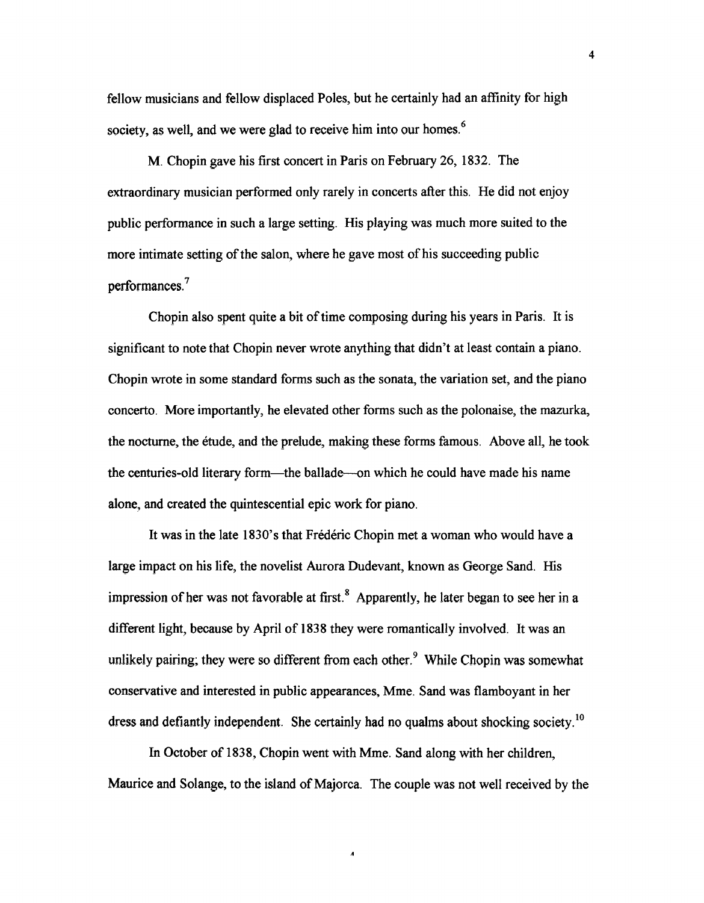fellow musicians and fellow displaced Poles, but he certainly had an affinity for high society, as well, and we were glad to receive him into our homes.[6]

M. Chopin gave his first concert in Paris on February 26, 1832. The extraordinary musician performed only rarely in concerts after this. He did not enjoy public performance in such a large setting. His playing was much more suited to the more intimate setting of the salon, where he gave most of his succeeding public performances.[7]

Chopin also spent quite a bit of time composing during his years in Paris. It is significant to note that Chopin never wrote anything that didn't at least contain a piano. Chopin wrote in some standard forms such as the sonata, the variation set, and the piano concerto. More importantly, he elevated other forms such as the polonaise, the mazurka, the nocturne, the étude, and the prelude, making these forms famous. Above all, he took the centuries-old literary form—the ballade—on which he could have made his name alone, and created the quintescential epic work for piano.

It was in the late 1830's that Frédéric Chopin met a woman who would have a large impact on his life, the novelist Aurora Dudevant, known as George Sand. His impression of her was not favorable at first.[8] Apparently, he later began to see her in a different light, because by April of 1838 they were romantically involved. It was an unlikely pairing; they were so different from each other.[9] While Chopin was somewhat conservative and interested in public appearances, Mme. Sand was flamboyant in her dress and defiantly independent. She certainly had no qualms about shocking society.[10]

In October of 1838, Chopin went with Mme. Sand along with her children, Maurice and Solange, to the island of Majorca. The couple was not well received by the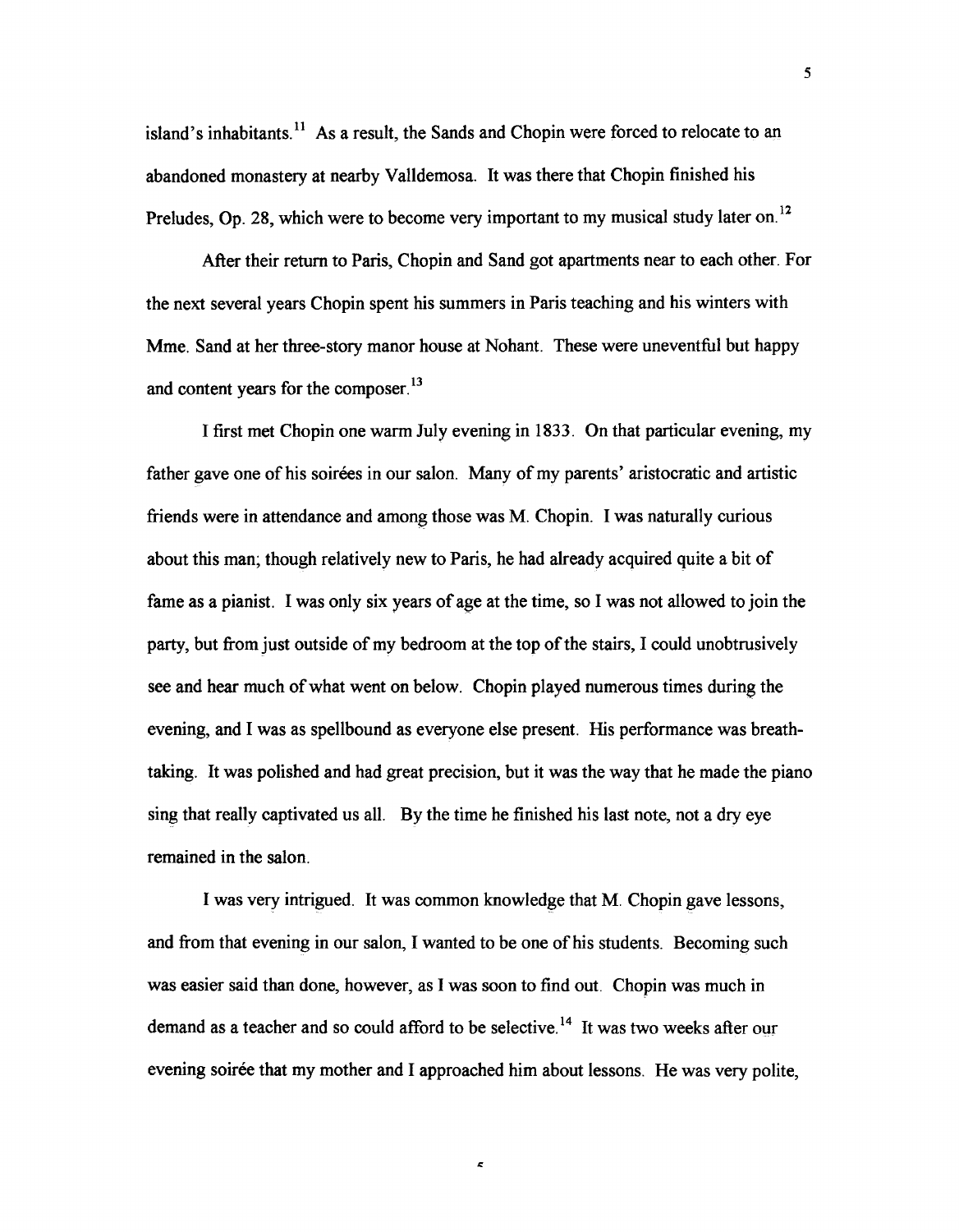island's inhabitants.[11] As a result, the Sands and Chopin were forced to relocate to an abandoned monastery at nearby Valldemosa. It was there that Chopin finished his Preludes, Op. 28, which were to become very important to my musical study later on.[12]

After their return to Paris, Chopin and Sand got apartments near to each other. For the next several years Chopin spent his summers in Paris teaching and his winters with Mme. Sand at her three-story manor house at Nohant. These were uneventful but happy and content years for the composer.[13]

I first met Chopin one warm July evening in 1833. On that particular evening, my father gave one of his soirées in our salon. Many of my parents' aristocratic and artistic friends were in attendance and among those was M. Chopin. I was naturally curious about this man; though relatively new to Paris, he had already acquired quite a bit of fame as a pianist. I was only six years of age at the time, so I was not allowed to join the party, but from just outside of my bedroom at the top of the stairs, I could unobtrusively see and hear much of what went on below. Chopin played numerous times during the evening, and I was as spellbound as everyone else present. His performance was breath-taking. It was polished and had great precision, but it was the way that he made the piano sing that really captivated us all. By the time he finished his last note, not a dry eye remained in the salon.

I was very intrigued. It was common knowledge that M. Chopin gave lessons, and from that evening in our salon, I wanted to be one of his students. Becoming such was easier said than done, however, as I was soon to find out. Chopin was much in demand as a teacher and so could afford to be selective.[14] It was two weeks after our evening soirée that my mother and I approached him about lessons. He was very polite,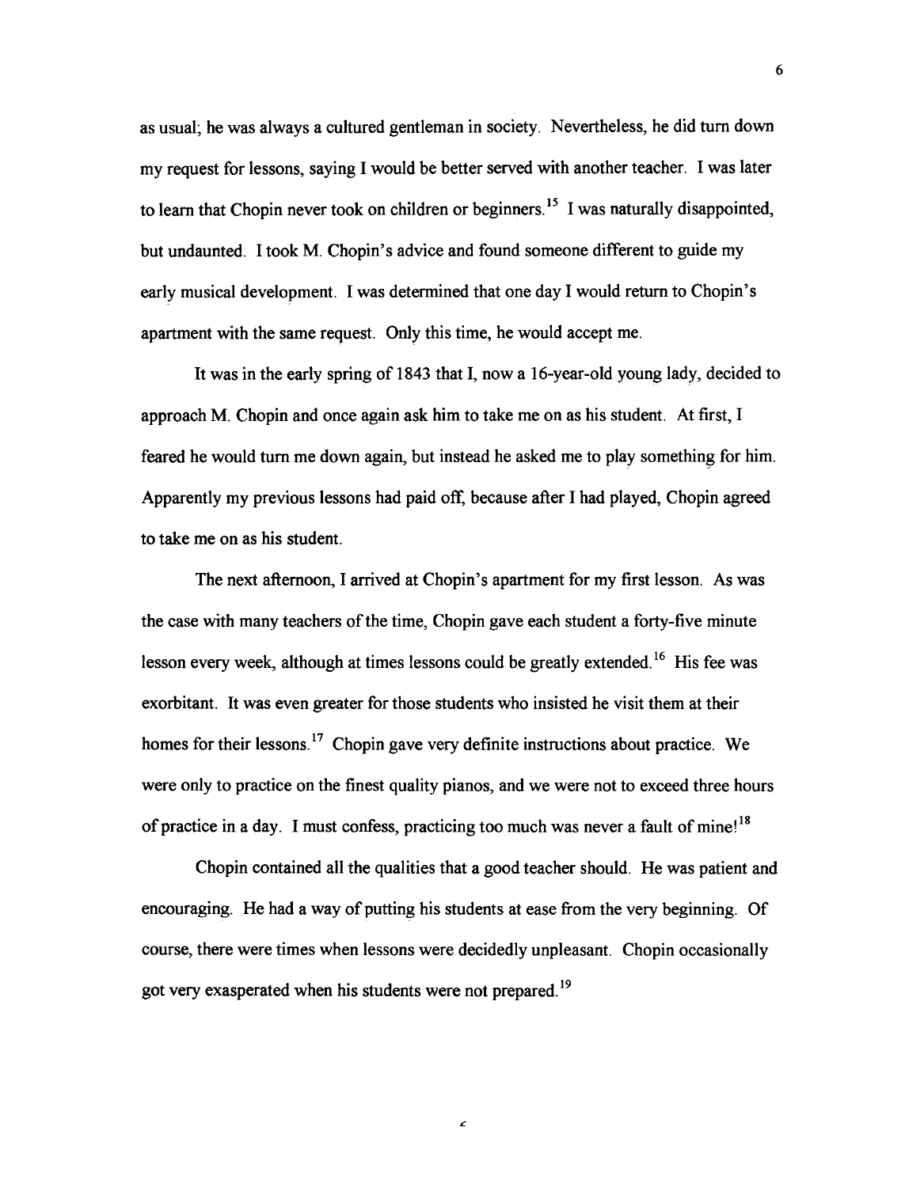as usual; he was always a cultured gentleman in society. Nevertheless, he did turn down my request for lessons, saying I would be better served with another teacher. I was later to learn that Chopin never took on children or beginners.[15] I was naturally disappointed, but undaunted. I took M. Chopin's advice and found someone different to guide my early musical development. I was determined that one day I would return to Chopin's apartment with the same request. Only this time, he would accept me.

It was in the early spring of 1843 that I, now a 16-year-old young lady, decided to approach M. Chopin and once again ask him to take me on as his student. At first, I feared he would turn me down again, but instead he asked me to play something for him. Apparently my previous lessons had paid off, because after I had played, Chopin agreed to take me on as his student.

The next afternoon, I arrived at Chopin's apartment for my first lesson. As was the case with many teachers of the time, Chopin gave each student a forty-five minute lesson every week, although at times lessons could be greatly extended.[16] His fee was exorbitant. It was even greater for those students who insisted he visit them at their homes for their lessons.[17] Chopin gave very definite instructions about practice. We were only to practice on the finest quality pianos, and we were not to exceed three hours of practice in a day. I must confess, practicing too much was never a fault of mine![18]

Chopin contained all the qualities that a good teacher should. He was patient and encouraging. He had a way of putting his students at ease from the very beginning. Of course, there were times when lessons were decidedly unpleasant. Chopin occasionally got very exasperated when his students were not prepared.[19]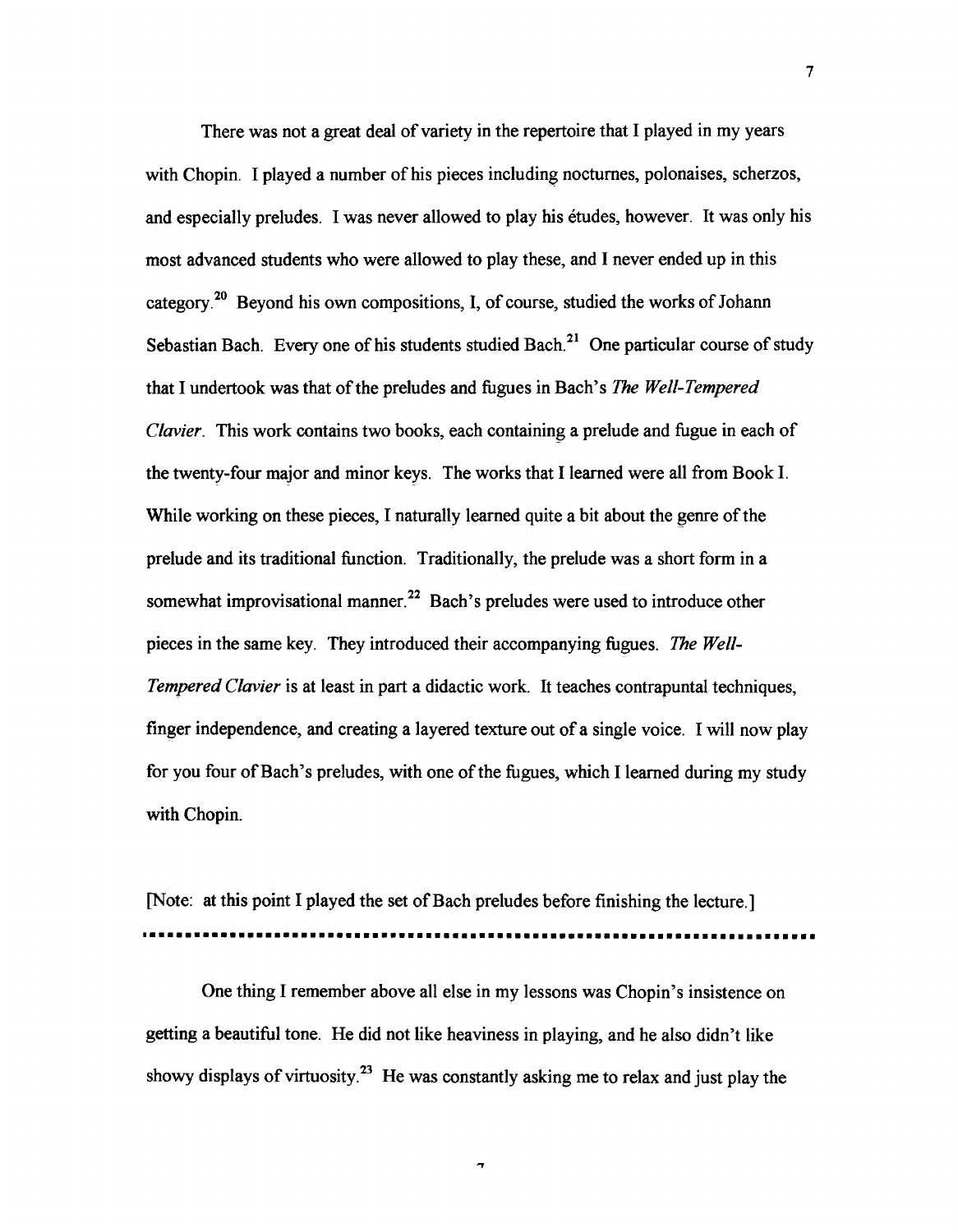There was not a great deal of variety in the repertoire that I played in my years with Chopin. I played a number of his pieces including nocturnes, polonaises, scherzos, and especially preludes. I was never allowed to play his études, however. It was only his most advanced students who were allowed to play these, and I never ended up in this category.[20] Beyond his own compositions, I, of course, studied the works of Johann Sebastian Bach. Every one of his students studied Bach.[21] One particular course of study that I undertook was that of the preludes and fugues in Bach's *The Well-Tempered Clavier*. This work contains two books, each containing a prelude and fugue in each of the twenty-four major and minor keys. The works that I learned were all from Book I. While working on these pieces, I naturally learned quite a bit about the genre of the prelude and its traditional function. Traditionally, the prelude was a short form in a somewhat improvisational manner.[22] Bach's preludes were used to introduce other pieces in the same key. They introduced their accompanying fugues. *The Well-Tempered Clavier* is at least in part a didactic work. It teaches contrapuntal techniques, finger independence, and creating a layered texture out of a single voice. I will now play for you four of Bach's preludes, with one of the fugues, which I learned during my study with Chopin.

[Note: at this point I played the set of Bach preludes before finishing the lecture.]

---

One thing I remember above all else in my lessons was Chopin's insistence on getting a beautiful tone. He did not like heaviness in playing, and he also didn't like showy displays of virtuosity.[23] He was constantly asking me to relax and just play the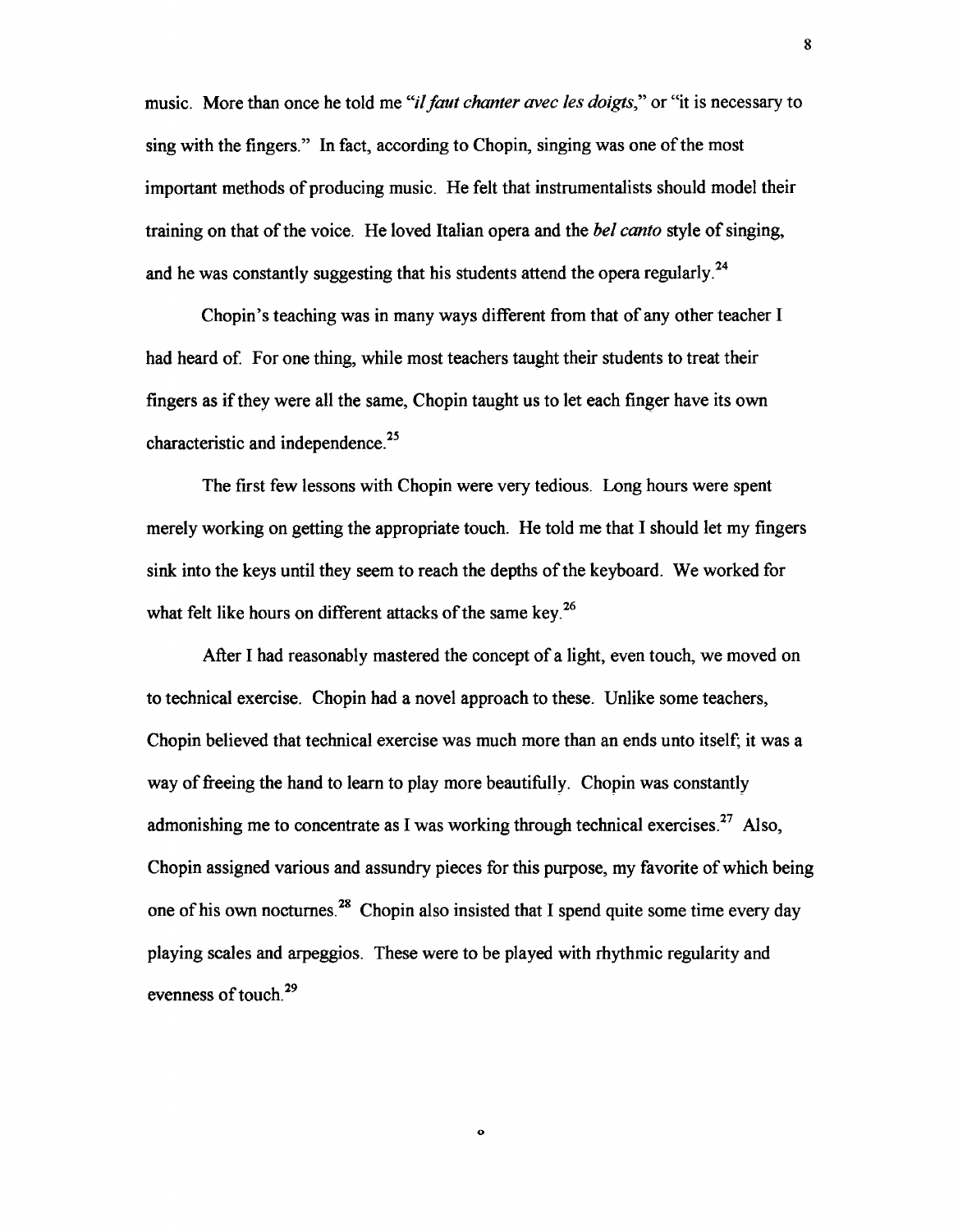music. More than once he told me "*il faut chanter avec les doigts*," or "it is necessary to sing with the fingers." In fact, according to Chopin, singing was one of the most important methods of producing music. He felt that instrumentalists should model their training on that of the voice. He loved Italian opera and the *bel canto* style of singing, and he was constantly suggesting that his students attend the opera regularly.[24]

Chopin's teaching was in many ways different from that of any other teacher I had heard of. For one thing, while most teachers taught their students to treat their fingers as if they were all the same, Chopin taught us to let each finger have its own characteristic and independence.[25]

The first few lessons with Chopin were very tedious. Long hours were spent merely working on getting the appropriate touch. He told me that I should let my fingers sink into the keys until they seem to reach the depths of the keyboard. We worked for what felt like hours on different attacks of the same key.[26]

After I had reasonably mastered the concept of a light, even touch, we moved on to technical exercise. Chopin had a novel approach to these. Unlike some teachers, Chopin believed that technical exercise was much more than an ends unto itself; it was a way of freeing the hand to learn to play more beautifully. Chopin was constantly admonishing me to concentrate as I was working through technical exercises.[27] Also, Chopin assigned various and assundry pieces for this purpose, my favorite of which being one of his own nocturnes.[28] Chopin also insisted that I spend quite some time every day playing scales and arpeggios. These were to be played with rhythmic regularity and evenness of touch.[29]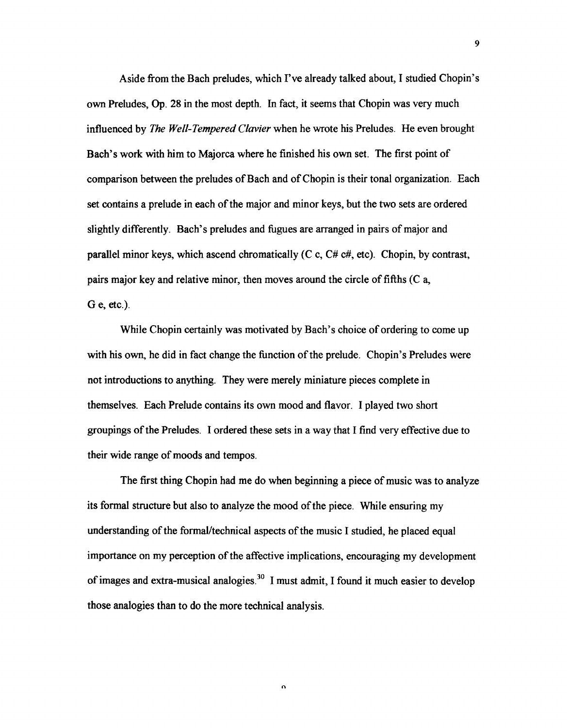Aside from the Bach preludes, which I've already talked about, I studied Chopin's own Preludes, Op. 28 in the most depth. In fact, it seems that Chopin was very much influenced by *The Well-Tempered Clavier* when he wrote his Preludes. He even brought Bach's work with him to Majorca where he finished his own set. The first point of comparison between the preludes of Bach and of Chopin is their tonal organization. Each set contains a prelude in each of the major and minor keys, but the two sets are ordered slightly differently. Bach's preludes and fugues are arranged in pairs of major and parallel minor keys, which ascend chromatically (C c, C# c#, etc). Chopin, by contrast, pairs major key and relative minor, then moves around the circle of fifths (C a, G e, etc.).

While Chopin certainly was motivated by Bach's choice of ordering to come up with his own, he did in fact change the function of the prelude. Chopin's Preludes were not introductions to anything. They were merely miniature pieces complete in themselves. Each Prelude contains its own mood and flavor. I played two short groupings of the Preludes. I ordered these sets in a way that I find very effective due to their wide range of moods and tempos.

The first thing Chopin had me do when beginning a piece of music was to analyze its formal structure but also to analyze the mood of the piece. While ensuring my understanding of the formal/technical aspects of the music I studied, he placed equal importance on my perception of the affective implications, encouraging my development of images and extra-musical analogies.[30] I must admit, I found it much easier to develop those analogies than to do the more technical analysis.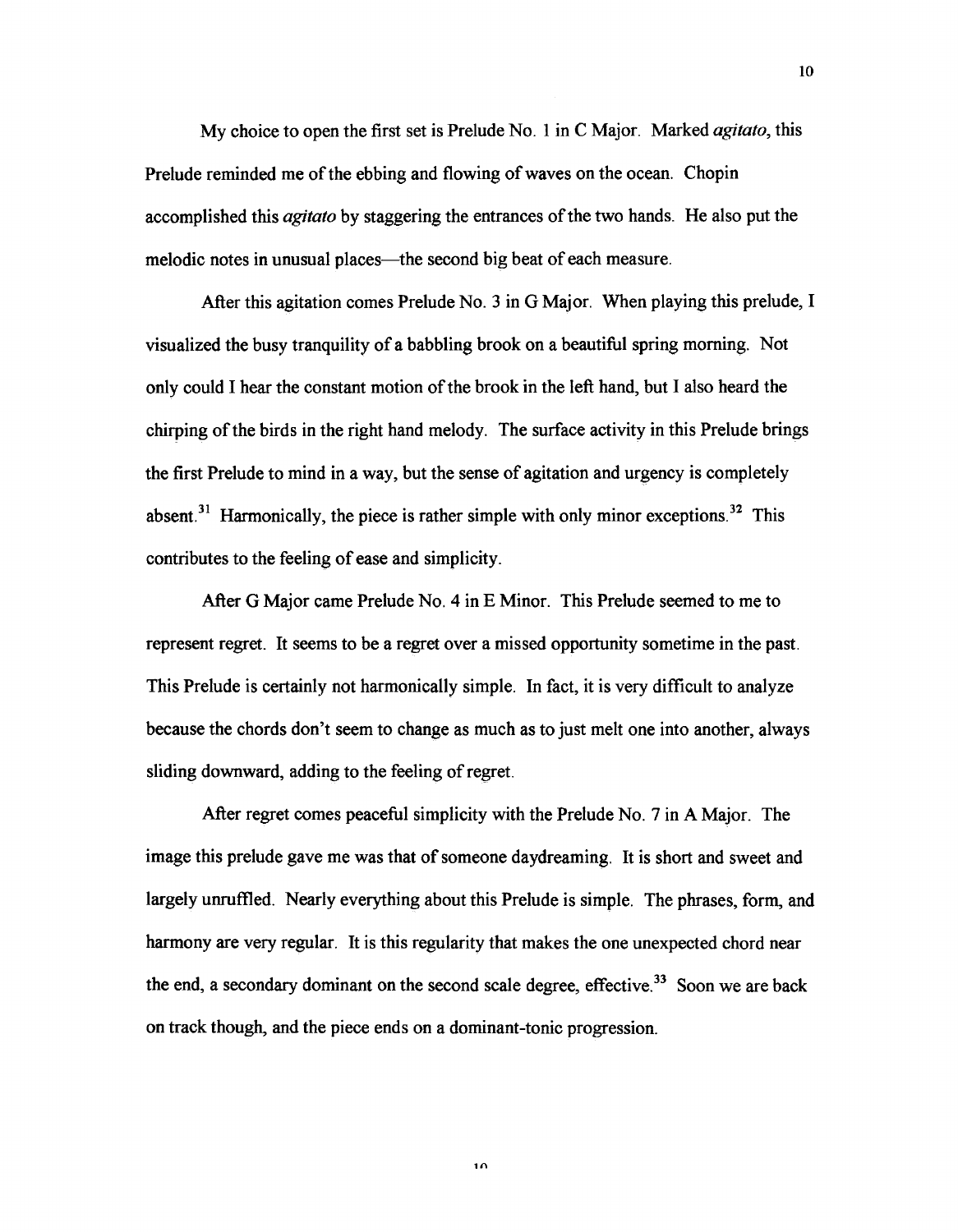My choice to open the first set is Prelude No. 1 in C Major. Marked *agitato*, this Prelude reminded me of the ebbing and flowing of waves on the ocean. Chopin accomplished this *agitato* by staggering the entrances of the two hands. He also put the melodic notes in unusual places—the second big beat of each measure.

After this agitation comes Prelude No. 3 in G Major. When playing this prelude, I visualized the busy tranquility of a babbling brook on a beautiful spring morning. Not only could I hear the constant motion of the brook in the left hand, but I also heard the chirping of the birds in the right hand melody. The surface activity in this Prelude brings the first Prelude to mind in a way, but the sense of agitation and urgency is completely absent.[31] Harmonically, the piece is rather simple with only minor exceptions.[32] This contributes to the feeling of ease and simplicity.

After G Major came Prelude No. 4 in E Minor. This Prelude seemed to me to represent regret. It seems to be a regret over a missed opportunity sometime in the past. This Prelude is certainly not harmonically simple. In fact, it is very difficult to analyze because the chords don't seem to change as much as to just melt one into another, always sliding downward, adding to the feeling of regret.

After regret comes peaceful simplicity with the Prelude No. 7 in A Major. The image this prelude gave me was that of someone daydreaming. It is short and sweet and largely unruffled. Nearly everything about this Prelude is simple. The phrases, form, and harmony are very regular. It is this regularity that makes the one unexpected chord near the end, a secondary dominant on the second scale degree, effective.[33] Soon we are back on track though, and the piece ends on a dominant-tonic progression.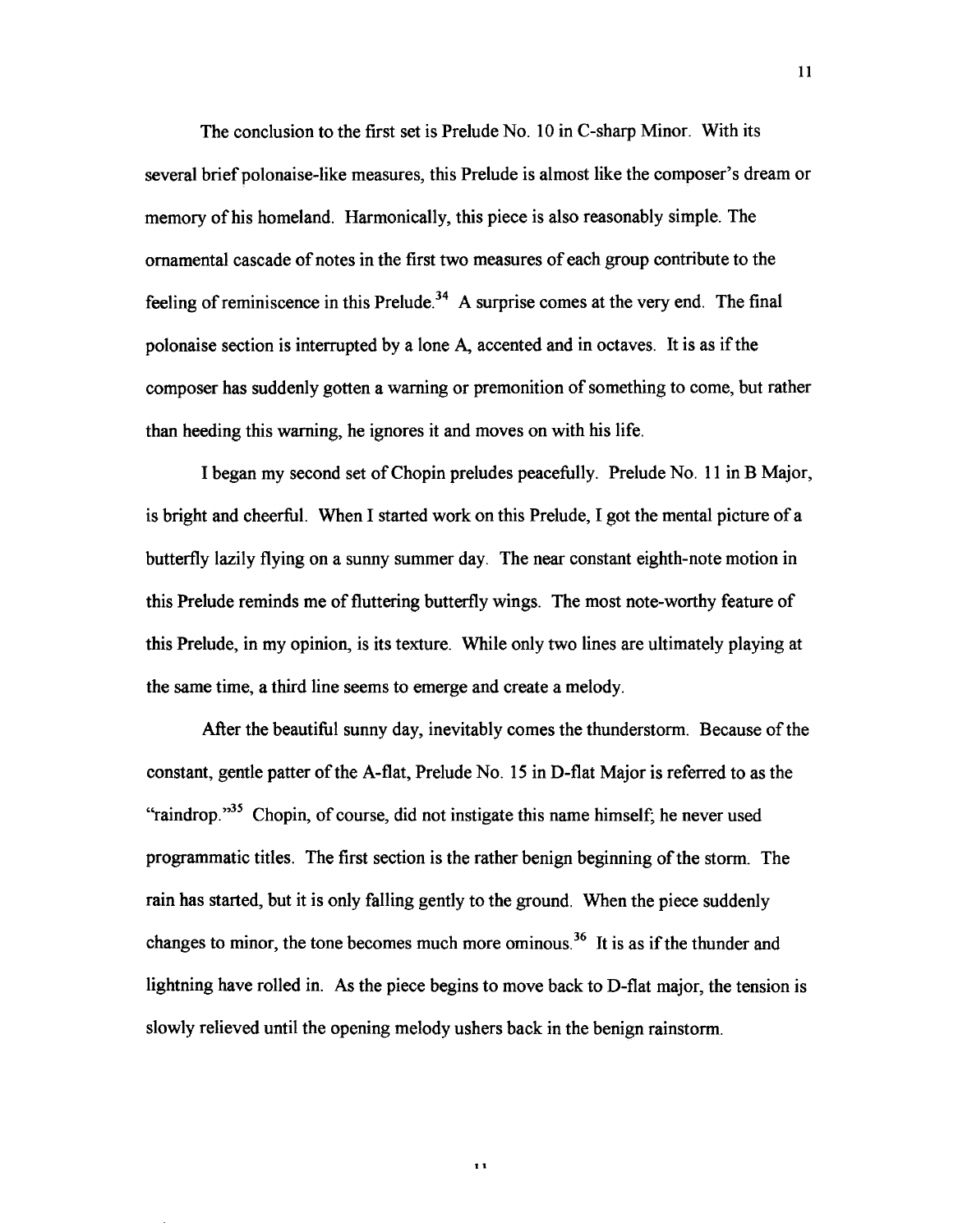The conclusion to the first set is Prelude No. 10 in C-sharp Minor. With its several brief polonaise-like measures, this Prelude is almost like the composer's dream or memory of his homeland. Harmonically, this piece is also reasonably simple. The ornamental cascade of notes in the first two measures of each group contribute to the feeling of reminiscence in this Prelude.[34] A surprise comes at the very end. The final polonaise section is interrupted by a lone A, accented and in octaves. It is as if the composer has suddenly gotten a warning or premonition of something to come, but rather than heeding this warning, he ignores it and moves on with his life.

I began my second set of Chopin preludes peacefully. Prelude No. 11 in B Major, is bright and cheerful. When I started work on this Prelude, I got the mental picture of a butterfly lazily flying on a sunny summer day. The near constant eighth-note motion in this Prelude reminds me of fluttering butterfly wings. The most note-worthy feature of this Prelude, in my opinion, is its texture. While only two lines are ultimately playing at the same time, a third line seems to emerge and create a melody.

After the beautiful sunny day, inevitably comes the thunderstorm. Because of the constant, gentle patter of the A-flat, Prelude No. 15 in D-flat Major is referred to as the "raindrop."[35] Chopin, of course, did not instigate this name himself; he never used programmatic titles. The first section is the rather benign beginning of the storm. The rain has started, but it is only falling gently to the ground. When the piece suddenly changes to minor, the tone becomes much more ominous.[36] It is as if the thunder and lightning have rolled in. As the piece begins to move back to D-flat major, the tension is slowly relieved until the opening melody ushers back in the benign rainstorm.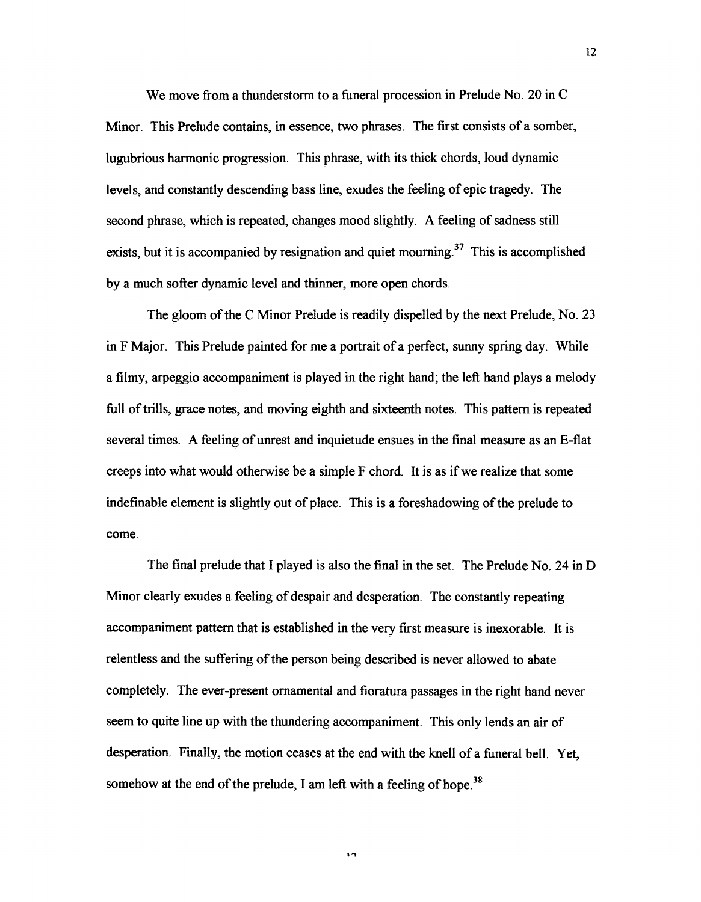We move from a thunderstorm to a funeral procession in Prelude No. 20 in C Minor. This Prelude contains, in essence, two phrases. The first consists of a somber, lugubrious harmonic progression. This phrase, with its thick chords, loud dynamic levels, and constantly descending bass line, exudes the feeling of epic tragedy. The second phrase, which is repeated, changes mood slightly. A feeling of sadness still exists, but it is accompanied by resignation and quiet mourning.[37] This is accomplished by a much softer dynamic level and thinner, more open chords.

The gloom of the C Minor Prelude is readily dispelled by the next Prelude, No. 23 in F Major. This Prelude painted for me a portrait of a perfect, sunny spring day. While a filmy, arpeggio accompaniment is played in the right hand; the left hand plays a melody full of trills, grace notes, and moving eighth and sixteenth notes. This pattern is repeated several times. A feeling of unrest and inquietude ensues in the final measure as an E-flat creeps into what would otherwise be a simple F chord. It is as if we realize that some indefinable element is slightly out of place. This is a foreshadowing of the prelude to come.

The final prelude that I played is also the final in the set. The Prelude No. 24 in D Minor clearly exudes a feeling of despair and desperation. The constantly repeating accompaniment pattern that is established in the very first measure is inexorable. It is relentless and the suffering of the person being described is never allowed to abate completely. The ever-present ornamental and fioratura passages in the right hand never seem to quite line up with the thundering accompaniment. This only lends an air of desperation. Finally, the motion ceases at the end with the knell of a funeral bell. Yet, somehow at the end of the prelude, I am left with a feeling of hope.[38]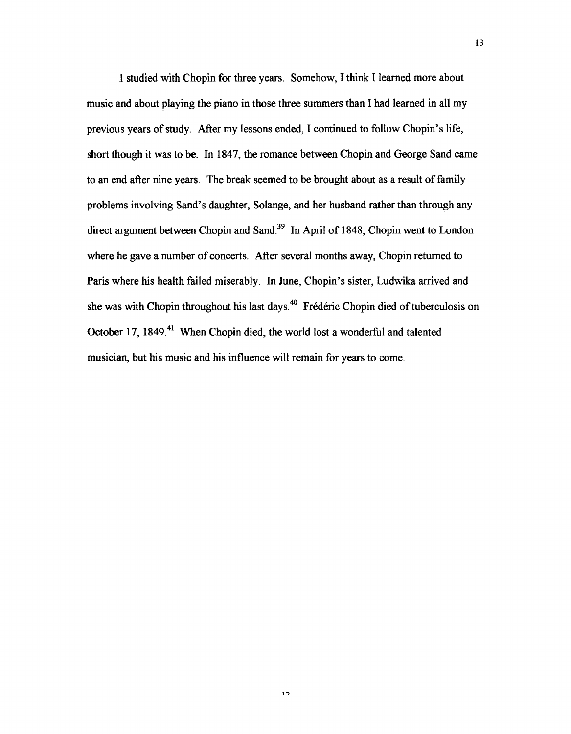I studied with Chopin for three years. Somehow, I think I learned more about music and about playing the piano in those three summers than I had learned in all my previous years of study. After my lessons ended, I continued to follow Chopin's life, short though it was to be. In 1847, the romance between Chopin and George Sand came to an end after nine years. The break seemed to be brought about as a result of family problems involving Sand's daughter, Solange, and her husband rather than through any direct argument between Chopin and Sand.[39] In April of 1848, Chopin went to London where he gave a number of concerts. After several months away, Chopin returned to Paris where his health failed miserably. In June, Chopin's sister, Ludwika arrived and she was with Chopin throughout his last days.[40] Frédéric Chopin died of tuberculosis on October 17, 1849.[41] When Chopin died, the world lost a wonderful and talented musician, but his music and his influence will remain for years to come.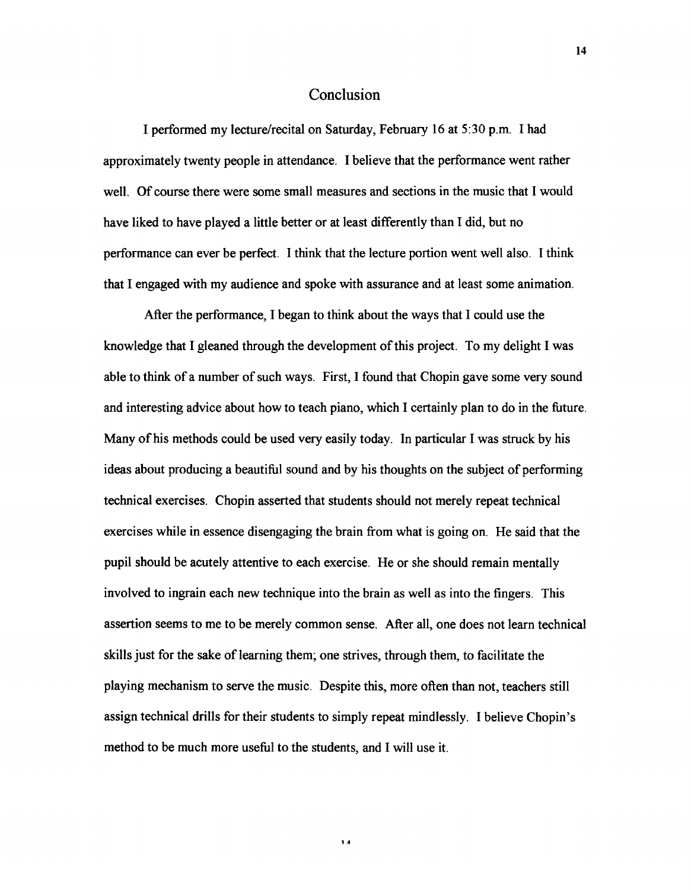# Conclusion

I performed my lecture/recital on Saturday, February 16 at 5:30 p.m. I had approximately twenty people in attendance. I believe that the performance went rather well. Of course there were some small measures and sections in the music that I would have liked to have played a little better or at least differently than I did, but no performance can ever be perfect. I think that the lecture portion went well also. I think that I engaged with my audience and spoke with assurance and at least some animation.

After the performance, I began to think about the ways that I could use the knowledge that I gleaned through the development of this project. To my delight I was able to think of a number of such ways. First, I found that Chopin gave some very sound and interesting advice about how to teach piano, which I certainly plan to do in the future. Many of his methods could be used very easily today. In particular I was struck by his ideas about producing a beautiful sound and by his thoughts on the subject of performing technical exercises. Chopin asserted that students should not merely repeat technical exercises while in essence disengaging the brain from what is going on. He said that the pupil should be acutely attentive to each exercise. He or she should remain mentally involved to ingrain each new technique into the brain as well as into the fingers. This assertion seems to me to be merely common sense. After all, one does not learn technical skills just for the sake of learning them; one strives, through them, to facilitate the playing mechanism to serve the music. Despite this, more often than not, teachers still assign technical drills for their students to simply repeat mindlessly. I believe Chopin's method to be much more useful to the students, and I will use it.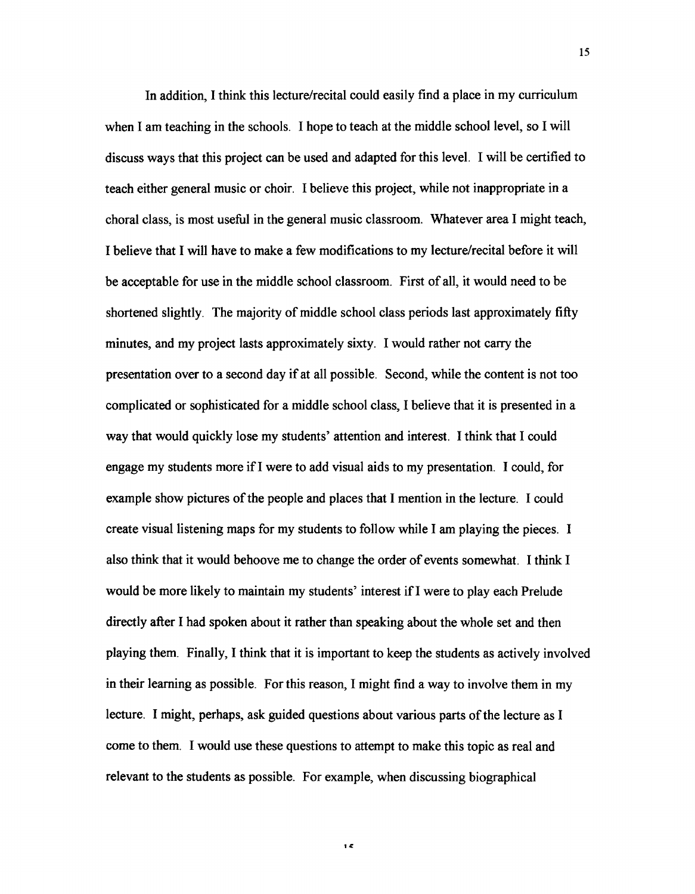In addition, I think this lecture/recital could easily find a place in my curriculum when I am teaching in the schools. I hope to teach at the middle school level, so I will discuss ways that this project can be used and adapted for this level. I will be certified to teach either general music or choir. I believe this project, while not inappropriate in a choral class, is most useful in the general music classroom. Whatever area I might teach, I believe that I will have to make a few modifications to my lecture/recital before it will be acceptable for use in the middle school classroom. First of all, it would need to be shortened slightly. The majority of middle school class periods last approximately fifty minutes, and my project lasts approximately sixty. I would rather not carry the presentation over to a second day if at all possible. Second, while the content is not too complicated or sophisticated for a middle school class, I believe that it is presented in a way that would quickly lose my students' attention and interest. I think that I could engage my students more if I were to add visual aids to my presentation. I could, for example show pictures of the people and places that I mention in the lecture. I could create visual listening maps for my students to follow while I am playing the pieces. I also think that it would behoove me to change the order of events somewhat. I think I would be more likely to maintain my students' interest if I were to play each Prelude directly after I had spoken about it rather than speaking about the whole set and then playing them. Finally, I think that it is important to keep the students as actively involved in their learning as possible. For this reason, I might find a way to involve them in my lecture. I might, perhaps, ask guided questions about various parts of the lecture as I come to them. I would use these questions to attempt to make this topic as real and relevant to the students as possible. For example, when discussing biographical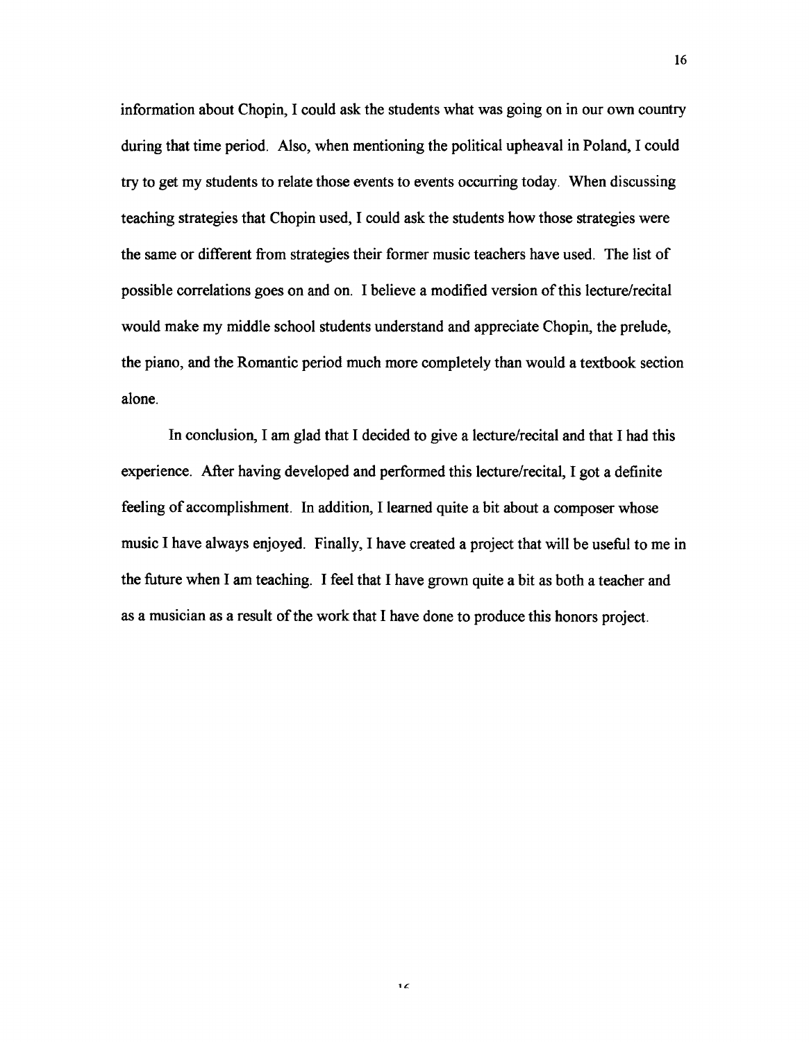information about Chopin, I could ask the students what was going on in our own country during that time period. Also, when mentioning the political upheaval in Poland, I could try to get my students to relate those events to events occurring today. When discussing teaching strategies that Chopin used, I could ask the students how those strategies were the same or different from strategies their former music teachers have used. The list of possible correlations goes on and on. I believe a modified version of this lecture/recital would make my middle school students understand and appreciate Chopin, the prelude, the piano, and the Romantic period much more completely than would a textbook section alone.

In conclusion, I am glad that I decided to give a lecture/recital and that I had this experience. After having developed and performed this lecture/recital, I got a definite feeling of accomplishment. In addition, I learned quite a bit about a composer whose music I have always enjoyed. Finally, I have created a project that will be useful to me in the future when I am teaching. I feel that I have grown quite a bit as both a teacher and as a musician as a result of the work that I have done to produce this honors project.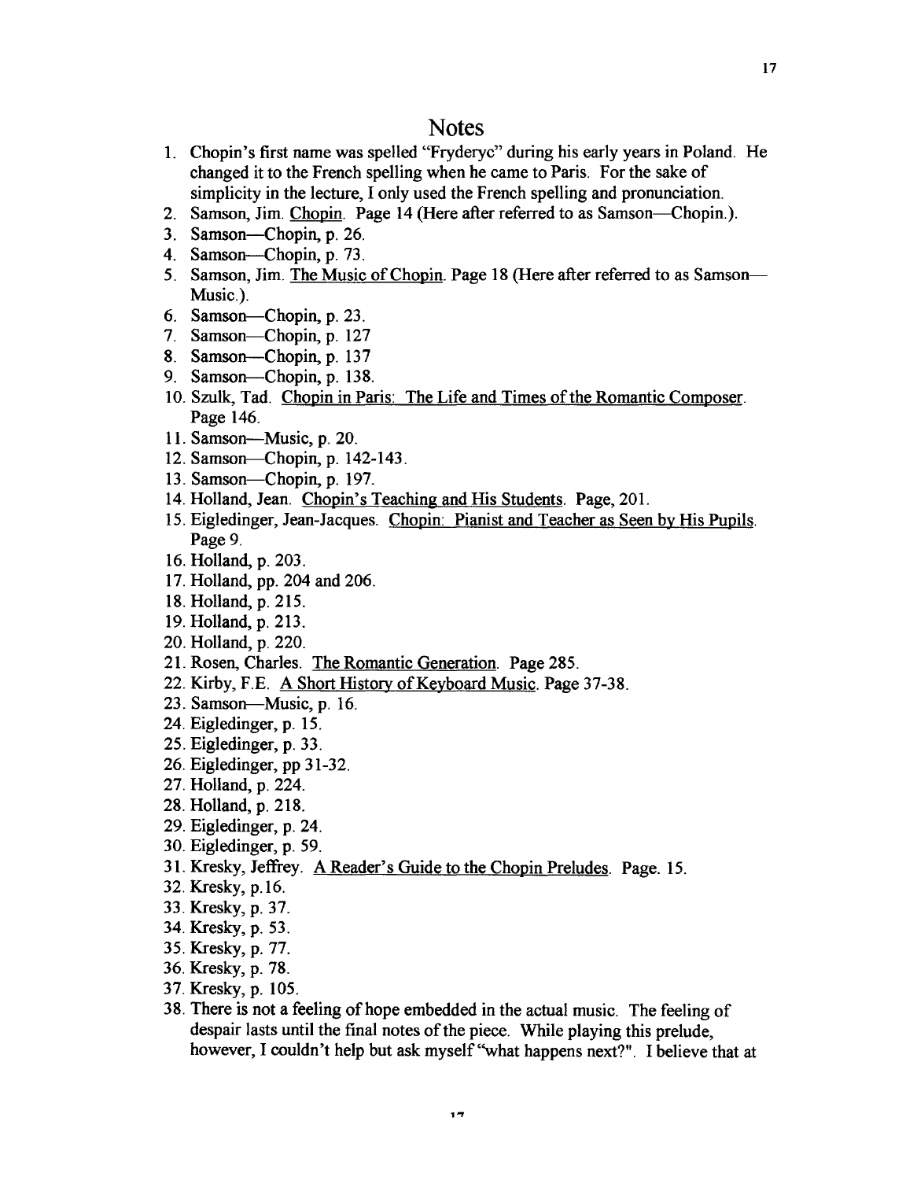# Notes

1. Chopin's first name was spelled "Fryderyc" during his early years in Poland. He changed it to the French spelling when he came to Paris. For the sake of simplicity in the lecture, I only used the French spelling and pronunciation.
2. Samson, Jim. Chopin. Page 14 (Here after referred to as Samson—Chopin.).
3. Samson—Chopin, p. 26.
4. Samson—Chopin, p. 73.
5. Samson, Jim. The Music of Chopin. Page 18 (Here after referred to as Samson—Music.).
6. Samson—Chopin, p. 23.
7. Samson—Chopin, p. 127
8. Samson—Chopin, p. 137
9. Samson—Chopin, p. 138.
10. Szulk, Tad. Chopin in Paris: The Life and Times of the Romantic Composer. Page 146.
11. Samson—Music, p. 20.
12. Samson—Chopin, p. 142-143.
13. Samson—Chopin, p. 197.
14. Holland, Jean. Chopin's Teaching and His Students. Page, 201.
15. Eigledinger, Jean-Jacques. Chopin: Pianist and Teacher as Seen by His Pupils. Page 9.
16. Holland, p. 203.
17. Holland, pp. 204 and 206.
18. Holland, p. 215.
19. Holland, p. 213.
20. Holland, p. 220.
21. Rosen, Charles. The Romantic Generation. Page 285.
22. Kirby, F.E. A Short History of Keyboard Music. Page 37-38.
23. Samson—Music, p. 16.
24. Eigledinger, p. 15.
25. Eigledinger, p. 33.
26. Eigledinger, pp 31-32.
27. Holland, p. 224.
28. Holland, p. 218.
29. Eigledinger, p. 24.
30. Eigledinger, p. 59.
31. Kresky, Jeffrey. A Reader's Guide to the Chopin Preludes. Page. 15.
32. Kresky, p.16.
33. Kresky, p. 37.
34. Kresky, p. 53.
35. Kresky, p. 77.
36. Kresky, p. 78.
37. Kresky, p. 105.
38. There is not a feeling of hope embedded in the actual music. The feeling of despair lasts until the final notes of the piece. While playing this prelude, however, I couldn't help but ask myself "what happens next?". I believe that at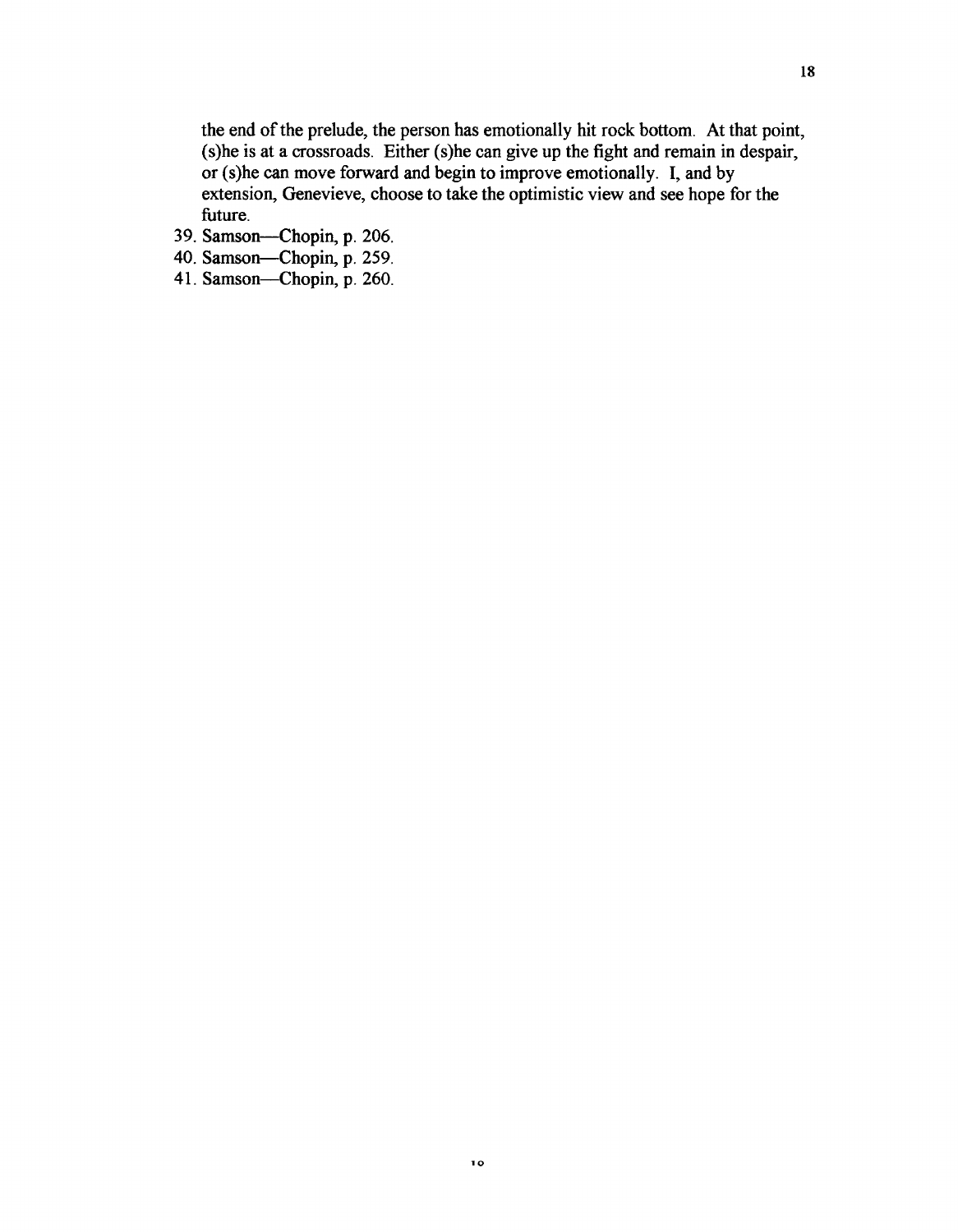the end of the prelude, the person has emotionally hit rock bottom. At that point, (s)he is at a crossroads. Either (s)he can give up the fight and remain in despair, or (s)he can move forward and begin to improve emotionally. I, and by extension, Genevieve, choose to take the optimistic view and see hope for the future.

39. Samson—Chopin, p. 206.
40. Samson—Chopin, p. 259.
41. Samson—Chopin, p. 260.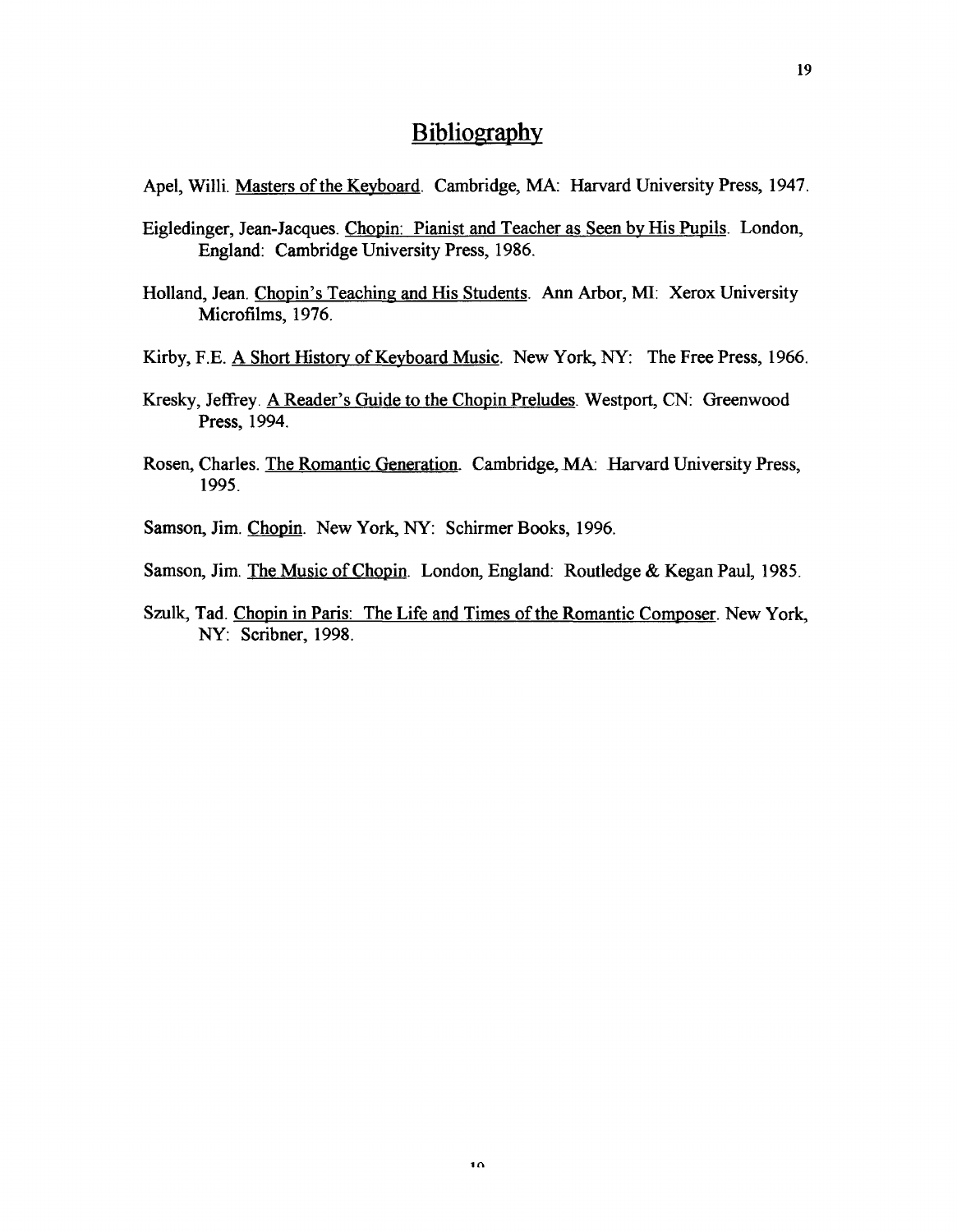# Bibliography

Apel, Willi. Masters of the Keyboard. Cambridge, MA: Harvard University Press, 1947.

Eigledinger, Jean-Jacques. Chopin: Pianist and Teacher as Seen by His Pupils. London, England: Cambridge University Press, 1986.

Holland, Jean. Chopin's Teaching and His Students. Ann Arbor, MI: Xerox University Microfilms, 1976.

Kirby, F.E. A Short History of Keyboard Music. New York, NY: The Free Press, 1966.

Kresky, Jeffrey. A Reader's Guide to the Chopin Preludes. Westport, CN: Greenwood Press, 1994.

Rosen, Charles. The Romantic Generation. Cambridge, MA: Harvard University Press, 1995.

Samson, Jim. Chopin. New York, NY: Schirmer Books, 1996.

Samson, Jim. The Music of Chopin. London, England: Routledge & Kegan Paul, 1985.

Szulk, Tad. Chopin in Paris: The Life and Times of the Romantic Composer. New York, NY: Scribner, 1998.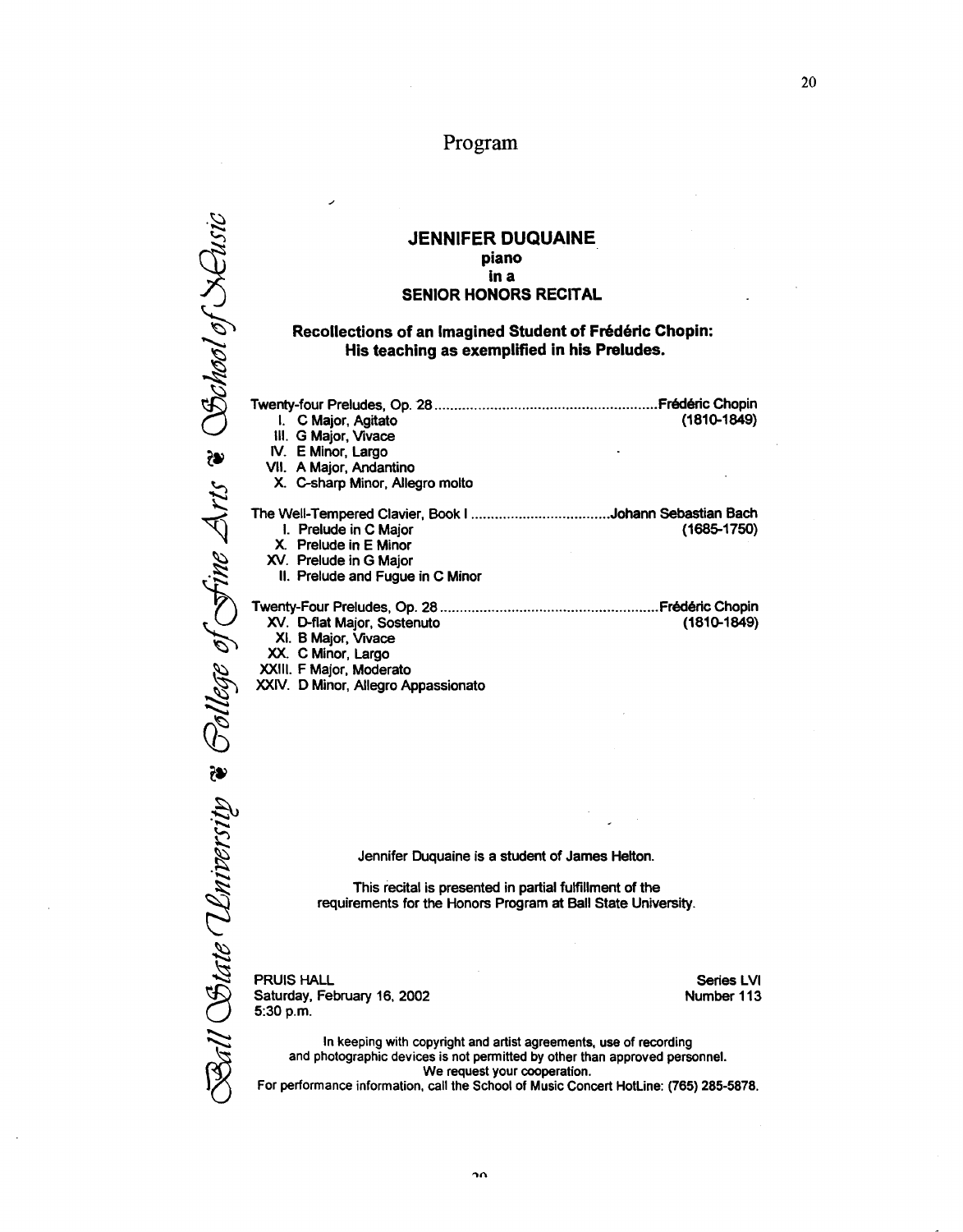# Program

Ball State University ❧ College of Fine Arts ❧ School of Music

**JENNIFER DUQUAINE**
**piano**
**in a**
**SENIOR HONORS RECITAL**

**Recollections of an Imagined Student of Frédéric Chopin:**
**His teaching as exemplified in his Preludes.**

Twenty-four Preludes, Op. 28 ........................................................ **Frédéric Chopin**
**(1810-1849)**

- I. C Major, Agitato
- III. G Major, Vivace
- IV. E Minor, Largo
- VII. A Major, Andantino
- X. C-sharp Minor, Allegro molto

The Well-Tempered Clavier, Book I .................................... **Johann Sebastian Bach**
**(1685-1750)**

- I. Prelude in C Major
- X. Prelude in E Minor
- XV. Prelude in G Major
- II. Prelude and Fugue in C Minor

Twenty-Four Preludes, Op. 28 ........................................................ **Frédéric Chopin**
**(1810-1849)**

- XV. D-flat Major, Sostenuto
- XI. B Major, Vivace
- XX. C Minor, Largo
- XXIII. F Major, Moderato
- XXIV. D Minor, Allegro Appassionato

Jennifer Duquaine is a student of James Helton.

This recital is presented in partial fulfillment of the requirements for the Honors Program at Ball State University.

PRUIS HALL
Saturday, February 16, 2002
5:30 p.m.

Series LVI
Number 113

In keeping with copyright and artist agreements, use of recording and photographic devices is not permitted by other than approved personnel.
We request your cooperation.
For performance information, call the School of Music Concert HotLine: (765) 285-5878.